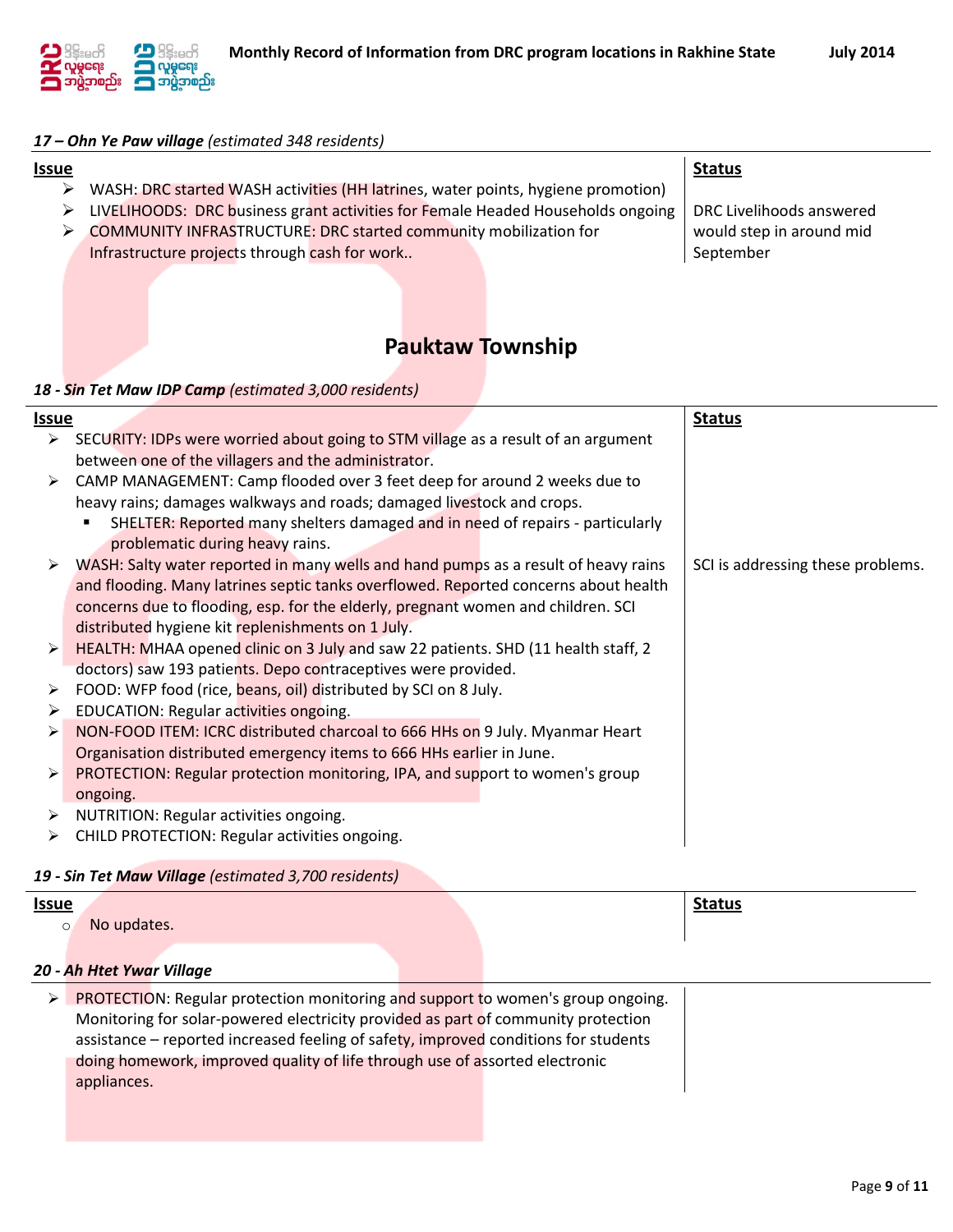### *17 – Ohn Ye Paw village (estimated 348 residents)*

| Issue | Status |
|---|---|
| ➢ WASH: DRC started WASH activities (HH latrines, water points, hygiene promotion)<br>➢ LIVELIHOODS: DRC business grant activities for Female Headed Households ongoing<br>➢ COMMUNITY INFRASTRUCTURE: DRC started community mobilization for Infrastructure projects through cash for work.. | DRC Livelihoods answered would step in around mid September |

## Pauktaw Township

### *18 - Sin Tet Maw IDP Camp (estimated 3,000 residents)*

| Issue | Status |
|---|---|
| ➢ SECURITY: IDPs were worried about going to STM village as a result of an argument between one of the villagers and the administrator.<br>➢ CAMP MANAGEMENT: Camp flooded over 3 feet deep for around 2 weeks due to heavy rains; damages walkways and roads; damaged livestock and crops.<br>▪ SHELTER: Reported many shelters damaged and in need of repairs - particularly problematic during heavy rains. | |
| ➢ WASH: Salty water reported in many wells and hand pumps as a result of heavy rains and flooding. Many latrines septic tanks overflowed. Reported concerns about health concerns due to flooding, esp. for the elderly, pregnant women and children. SCI distributed hygiene kit replenishments on 1 July.<br>➢ HEALTH: MHAA opened clinic on 3 July and saw 22 patients. SHD (11 health staff, 2 doctors) saw 193 patients. Depo contraceptives were provided.<br>➢ FOOD: WFP food (rice, beans, oil) distributed by SCI on 8 July.<br>➢ EDUCATION: Regular activities ongoing.<br>➢ NON-FOOD ITEM: ICRC distributed charcoal to 666 HHs on 9 July. Myanmar Heart Organisation distributed emergency items to 666 HHs earlier in June.<br>➢ PROTECTION: Regular protection monitoring, IPA, and support to women's group ongoing.<br>➢ NUTRITION: Regular activities ongoing.<br>➢ CHILD PROTECTION: Regular activities ongoing. | SCI is addressing these problems. |

### *19 - Sin Tet Maw Village (estimated 3,700 residents)*

| Issue | Status |
|---|---|
| ○ No updates. | |

### *20 - Ah Htet Ywar Village*

| | |
|---|---|
| ➢ PROTECTION: Regular protection monitoring and support to women's group ongoing. Monitoring for solar-powered electricity provided as part of community protection assistance – reported increased feeling of safety, improved conditions for students doing homework, improved quality of life through use of assorted electronic appliances. | |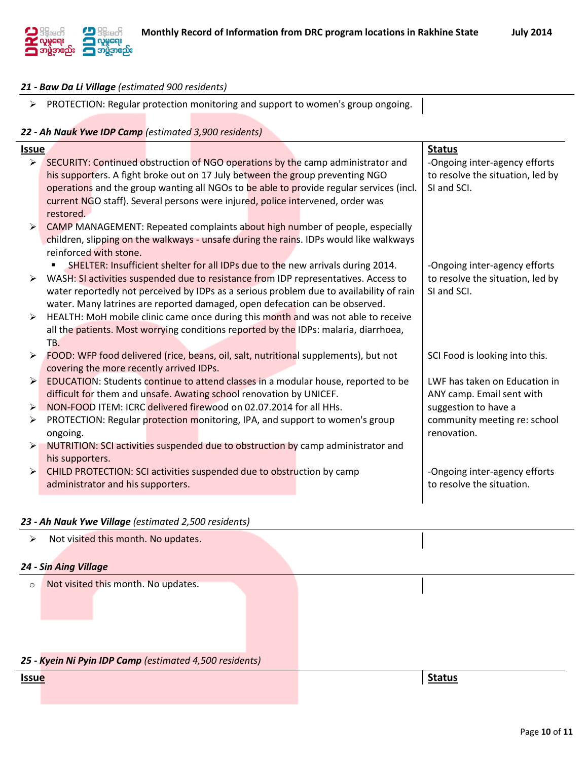### 21 - *Baw Da Li Village* (estimated 900 residents)

- PROTECTION: Regular protection monitoring and support to women's group ongoing.

### 22 - *Ah Nauk Ywe IDP Camp* (estimated 3,900 residents)

| Issue | Status |
|---|---|
| ➢ SECURITY: Continued obstruction of NGO operations by the camp administrator and his supporters. A fight broke out on 17 July between the group preventing NGO operations and the group wanting all NGOs to be able to provide regular services (incl. current NGO staff). Several persons were injured, police intervened, order was restored. | -Ongoing inter-agency efforts to resolve the situation, led by SI and SCI. |
| ➢ CAMP MANAGEMENT: Repeated complaints about high number of people, especially children, slipping on the walkways - unsafe during the rains. IDPs would like walkways reinforced with stone.<br>▪ SHELTER: Insufficient shelter for all IDPs due to the new arrivals during 2014. | |
| ➢ WASH: SI activities suspended due to resistance from IDP representatives. Access to water reportedly not perceived by IDPs as a serious problem due to availability of rain water. Many latrines are reported damaged, open defecation can be observed. | -Ongoing inter-agency efforts to resolve the situation, led by SI and SCI. |
| ➢ HEALTH: MoH mobile clinic came once during this month and was not able to receive all the patients. Most worrying conditions reported by the IDPs: malaria, diarrhoea, TB. | |
| ➢ FOOD: WFP food delivered (rice, beans, oil, salt, nutritional supplements), but not covering the more recently arrived IDPs. | SCI Food is looking into this. |
| ➢ EDUCATION: Students continue to attend classes in a modular house, reported to be difficult for them and unsafe. Awaiting school renovation by UNICEF. | LWF has taken on Education in ANY camp. Email sent with suggestion to have a community meeting re: school renovation. |
| ➢ NON-FOOD ITEM: ICRC delivered firewood on 02.07.2014 for all HHs. | |
| ➢ PROTECTION: Regular protection monitoring, IPA, and support to women's group ongoing. | |
| ➢ NUTRITION: SCI activities suspended due to obstruction by camp administrator and his supporters. | |
| ➢ CHILD PROTECTION: SCI activities suspended due to obstruction by camp administrator and his supporters. | -Ongoing inter-agency efforts to resolve the situation. |

### 23 - *Ah Nauk Ywe Village* (estimated 2,500 residents)

- Not visited this month. No updates.

### 24 - *Sin Aing Village*

- Not visited this month. No updates.

### 25 - *Kyein Ni Pyin IDP Camp* (estimated 4,500 residents)

| Issue | Status |
|---|---|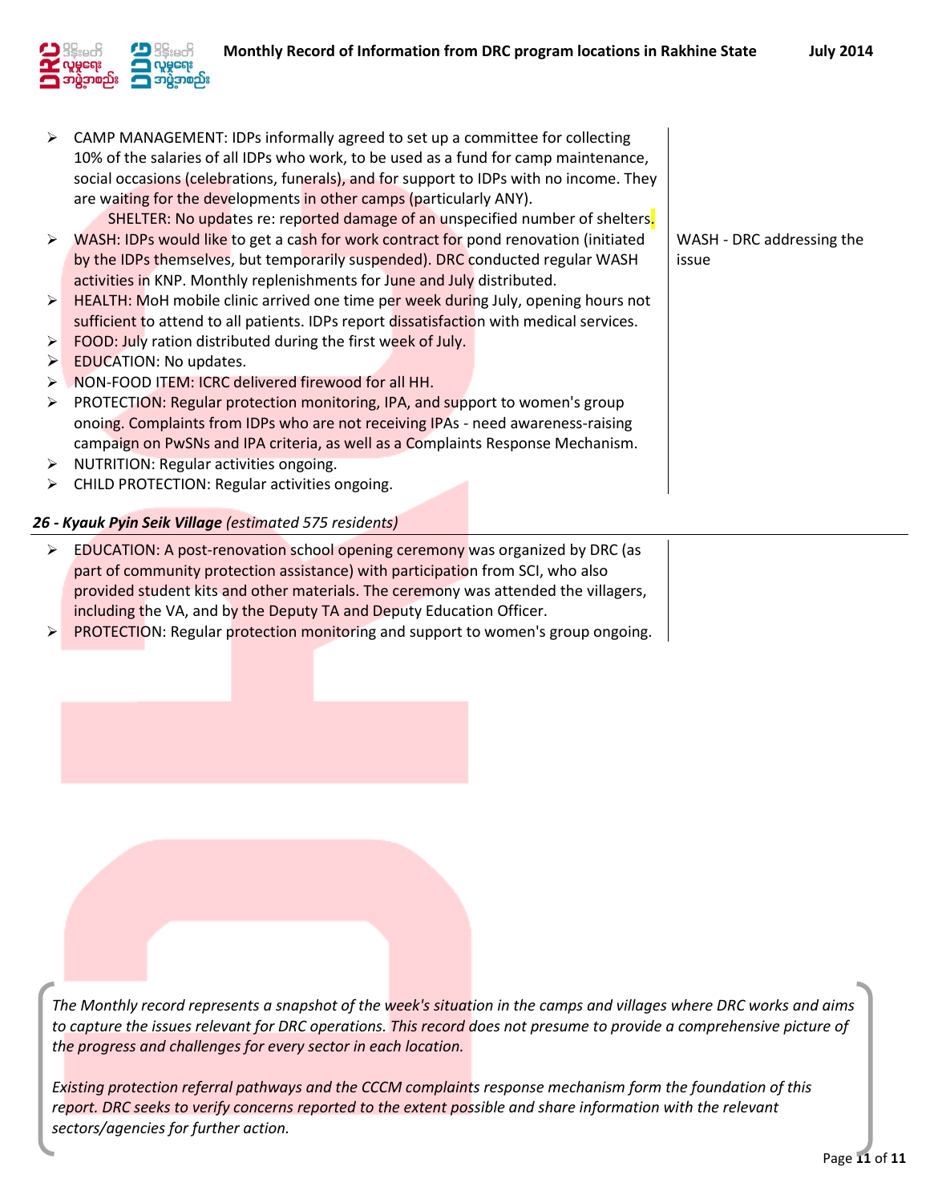- CAMP MANAGEMENT: IDPs informally agreed to set up a committee for collecting 10% of the salaries of all IDPs who work, to be used as a fund for camp maintenance, social occasions (celebrations, funerals), and for support to IDPs with no income. They are waiting for the developments in other camps (particularly ANY).
  SHELTER: No updates re: reported damage of an unspecified number of shelters.
- WASH: IDPs would like to get a cash for work contract for pond renovation (initiated by the IDPs themselves, but temporarily suspended). DRC conducted regular WASH activities in KNP. Monthly replenishments for June and July distributed.
- HEALTH: MoH mobile clinic arrived one time per week during July, opening hours not sufficient to attend to all patients. IDPs report dissatisfaction with medical services.
- FOOD: July ration distributed during the first week of July.
- EDUCATION: No updates.
- NON-FOOD ITEM: ICRC delivered firewood for all HH.
- PROTECTION: Regular protection monitoring, IPA, and support to women's group onoing. Complaints from IDPs who are not receiving IPAs - need awareness-raising campaign on PwSNs and IPA criteria, as well as a Complaints Response Mechanism.
- NUTRITION: Regular activities ongoing.
- CHILD PROTECTION: Regular activities ongoing.

WASH - DRC addressing the issue

***26 - Kyauk Pyin Seik Village** (estimated 575 residents)*

- EDUCATION: A post-renovation school opening ceremony was organized by DRC (as part of community protection assistance) with participation from SCI, who also provided student kits and other materials. The ceremony was attended the villagers, including the VA, and by the Deputy TA and Deputy Education Officer.
- PROTECTION: Regular protection monitoring and support to women's group ongoing.

*The Monthly record represents a snapshot of the week's situation in the camps and villages where DRC works and aims to capture the issues relevant for DRC operations. This record does not presume to provide a comprehensive picture of the progress and challenges for every sector in each location.*

*Existing protection referral pathways and the CCCM complaints response mechanism form the foundation of this report. DRC seeks to verify concerns reported to the extent possible and share information with the relevant sectors/agencies for further action.*